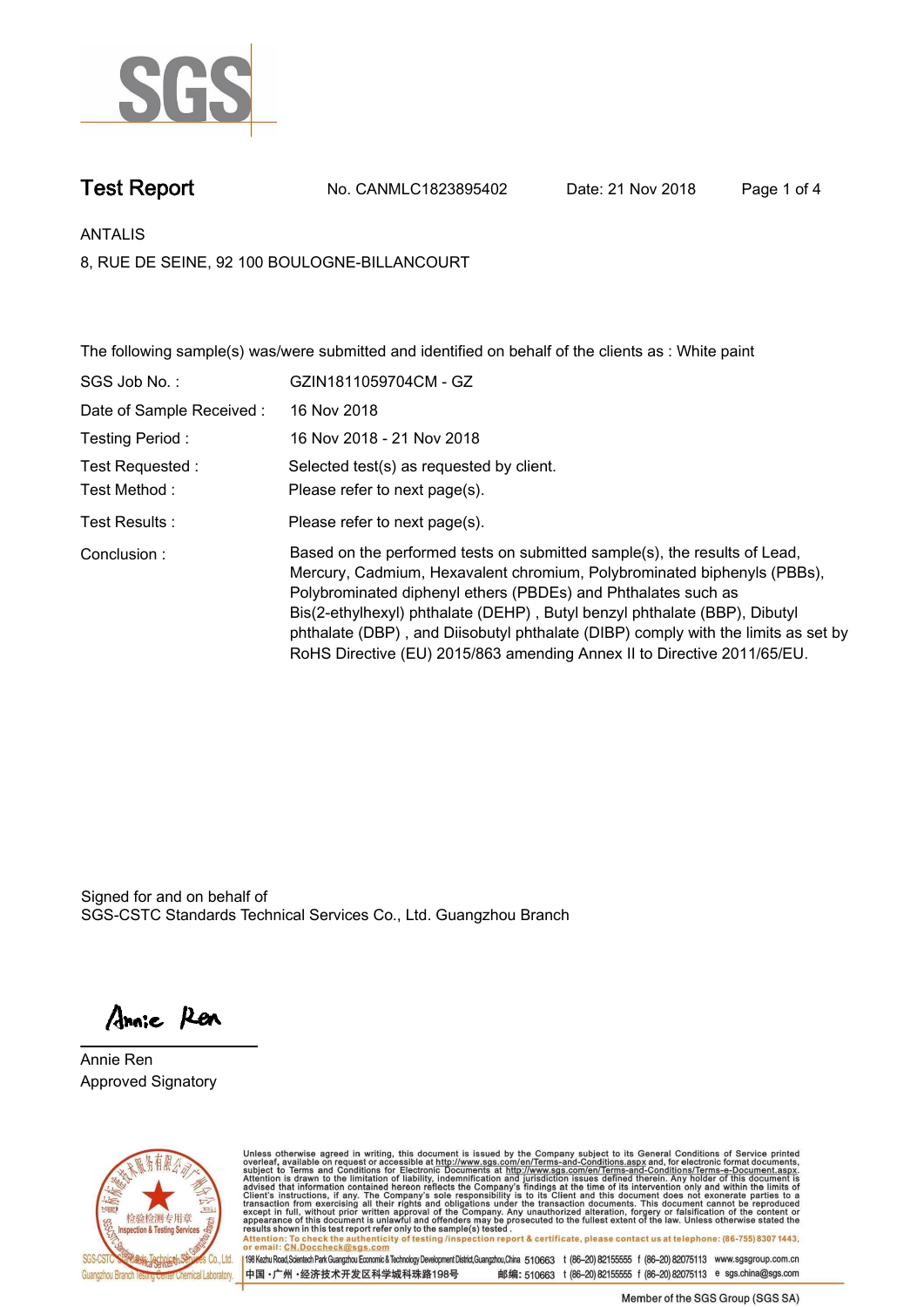SGS

# Test Report

No. CANMLC1823895402　　Date: 21 Nov 2018

ANTALIS

8, RUE DE SEINE, 92 100 BOULOGNE-BILLANCOURT

The following sample(s) was/were submitted and identified on behalf of the clients as : White paint

| | |
|---|---|
| SGS Job No. : | GZIN1811059704CM - GZ |
| Date of Sample Received : | 16 Nov 2018 |
| Testing Period : | 16 Nov 2018 - 21 Nov 2018 |
| Test Requested : | Selected test(s) as requested by client. |
| Test Method : | Please refer to next page(s). |
| Test Results : | Please refer to next page(s). |
| Conclusion : | Based on the performed tests on submitted sample(s), the results of Lead, Mercury, Cadmium, Hexavalent chromium, Polybrominated biphenyls (PBBs), Polybrominated diphenyl ethers (PBDEs) and Phthalates such as Bis(2-ethylhexyl) phthalate (DEHP) , Butyl benzyl phthalate (BBP), Dibutyl phthalate (DBP) , and Diisobutyl phthalate (DIBP) comply with the limits as set by RoHS Directive (EU) 2015/863 amending Annex II to Directive 2011/65/EU. |

Signed for and on behalf of
SGS-CSTC Standards Technical Services Co., Ltd. Guangzhou Branch

Annie Ren

Annie Ren
Approved Signatory

Unless otherwise agreed in writing, this document is issued by the Company subject to its General Conditions of Service printed overleaf, available on request or accessible at http://www.sgs.com/en/Terms-and-Conditions.aspx and, for electronic format documents, subject to Terms and Conditions for Electronic Documents at http://www.sgs.com/en/Terms-and-Conditions/Terms-e-Document.aspx. Attention is drawn to the limitation of liability, indemnification and jurisdiction issues defined therein. Any holder of this document is advised that information contained hereon reflects the Company's findings at the time of its intervention only and within the limits of Client's instructions, if any. The Company's sole responsibility is to its Client and this document does not exonerate parties to a transaction from exercising all their rights and obligations under the transaction documents. This document cannot be reproduced except in full, without prior written approval of the Company. Any unauthorized alteration, forgery or falsification of the content or appearance of this document is unlawful and offenders may be prosecuted to the fullest extent of the law. Unless otherwise stated the results shown in this test report refer only to the sample(s) tested .

Attention: To check the authenticity of testing /inspection report & certificate, please contact us at telephone: (86-755) 8307 1443, or email: CN.Doccheck@sgs.com

198 Kezhu Road,Scientech Park Guangzhou Economic & Technology Development District,Guangzhou,China 510663 t (86-20) 82155555 f (86-20) 82075113 www.sgsgroup.com.cn

中国 •广州 •经济技术开发区科学城科珠路198号　邮编: 510663 t (86-20) 82155555 f (86-20) 82075113 e sgs.china@sgs.com

Member of the SGS Group (SGS SA)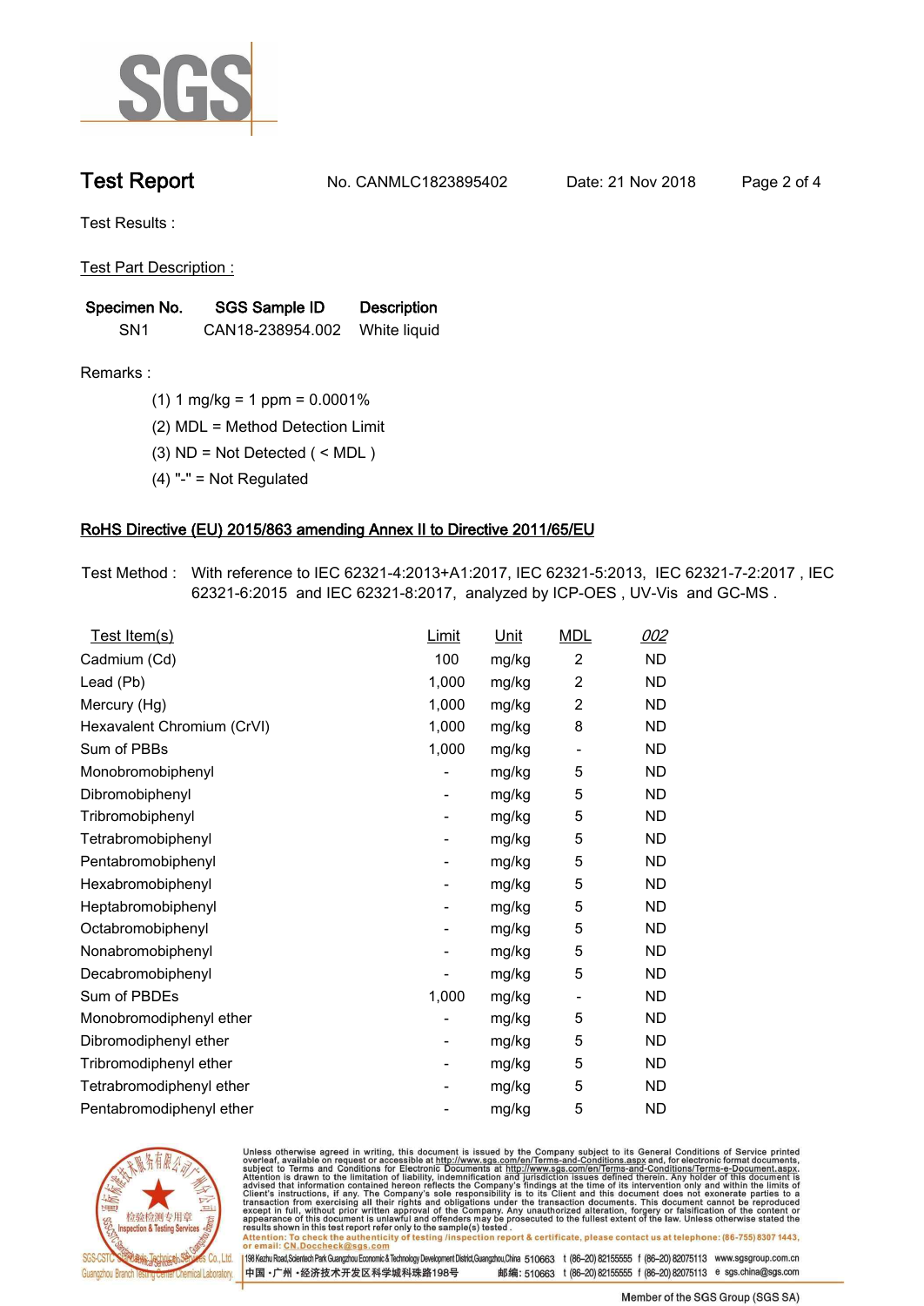# Test Report

No. CANMLC1823895402 Date: 21 Nov 2018

Test Results :

Test Part Description :

| Specimen No. | SGS Sample ID | Description |
|---|---|---|
| SN1 | CAN18-238954.002 | White liquid |

Remarks :

(1) 1 mg/kg = 1 ppm = 0.0001%

(2) MDL = Method Detection Limit

(3) ND = Not Detected ( < MDL )

(4) "-" = Not Regulated

## RoHS Directive (EU) 2015/863 amending Annex II to Directive 2011/65/EU

Test Method : With reference to IEC 62321-4:2013+A1:2017, IEC 62321-5:2013, IEC 62321-7-2:2017 , IEC 62321-6:2015 and IEC 62321-8:2017, analyzed by ICP-OES , UV-Vis and GC-MS .

| Test Item(s) | Limit | Unit | MDL | 002 |
|---|---|---|---|---|
| Cadmium (Cd) | 100 | mg/kg | 2 | ND |
| Lead (Pb) | 1,000 | mg/kg | 2 | ND |
| Mercury (Hg) | 1,000 | mg/kg | 2 | ND |
| Hexavalent Chromium (CrVI) | 1,000 | mg/kg | 8 | ND |
| Sum of PBBs | 1,000 | mg/kg | - | ND |
| Monobromobiphenyl | - | mg/kg | 5 | ND |
| Dibromobiphenyl | - | mg/kg | 5 | ND |
| Tribromobiphenyl | - | mg/kg | 5 | ND |
| Tetrabromobiphenyl | - | mg/kg | 5 | ND |
| Pentabromobiphenyl | - | mg/kg | 5 | ND |
| Hexabromobiphenyl | - | mg/kg | 5 | ND |
| Heptabromobiphenyl | - | mg/kg | 5 | ND |
| Octabromobiphenyl | - | mg/kg | 5 | ND |
| Nonabromobiphenyl | - | mg/kg | 5 | ND |
| Decabromobiphenyl | - | mg/kg | 5 | ND |
| Sum of PBDEs | 1,000 | mg/kg | - | ND |
| Monobromodiphenyl ether | - | mg/kg | 5 | ND |
| Dibromodiphenyl ether | - | mg/kg | 5 | ND |
| Tribromodiphenyl ether | - | mg/kg | 5 | ND |
| Tetrabromodiphenyl ether | - | mg/kg | 5 | ND |
| Pentabromodiphenyl ether | - | mg/kg | 5 | ND |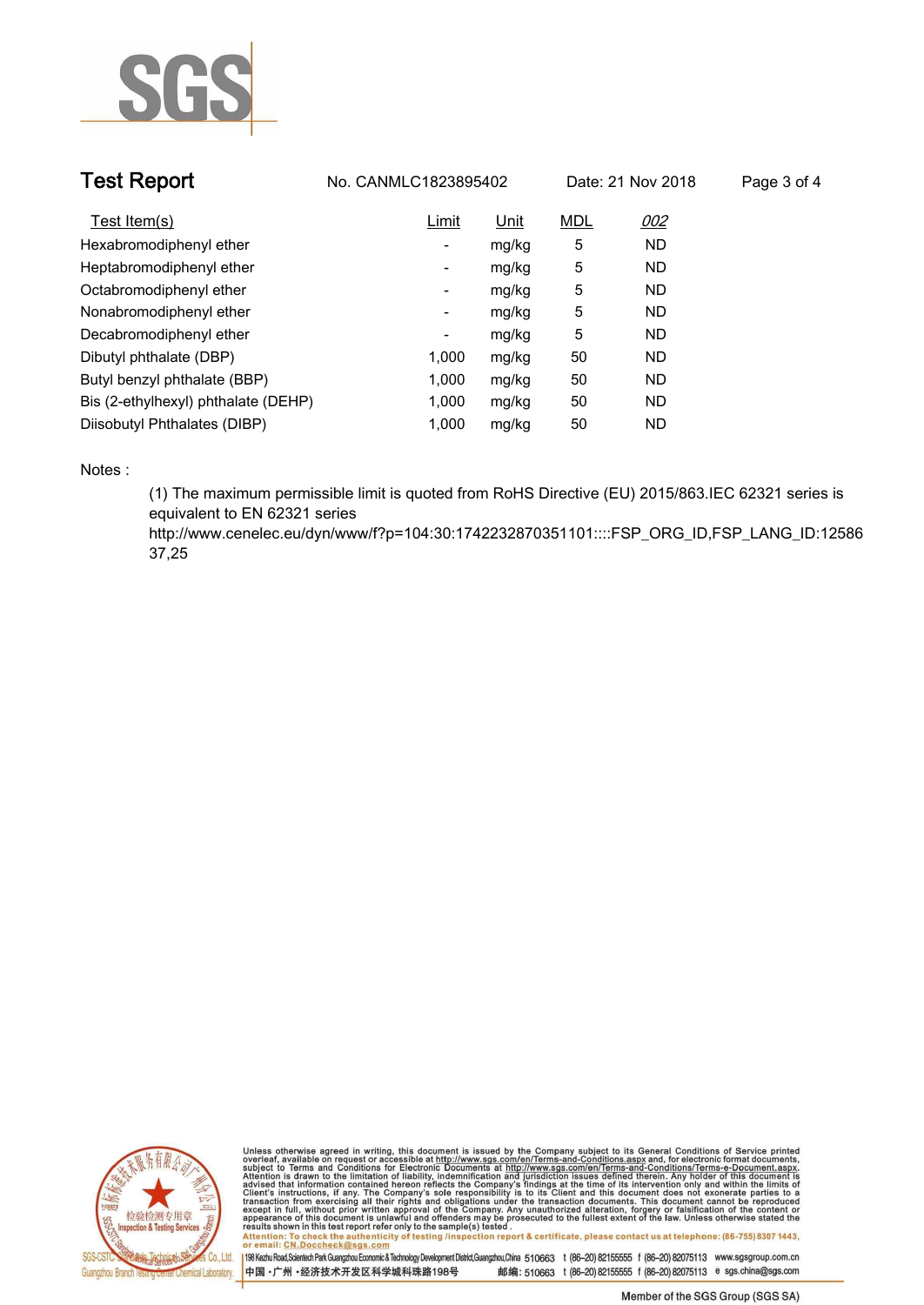## Test Report

No. CANMLC1823895402 Date: 21 Nov 2018

| Test Item(s) | Limit | Unit | MDL | *002* |
|---|---|---|---|---|
| Hexabromodiphenyl ether | - | mg/kg | 5 | ND |
| Heptabromodiphenyl ether | - | mg/kg | 5 | ND |
| Octabromodiphenyl ether | - | mg/kg | 5 | ND |
| Nonabromodiphenyl ether | - | mg/kg | 5 | ND |
| Decabromodiphenyl ether | - | mg/kg | 5 | ND |
| Dibutyl phthalate (DBP) | 1,000 | mg/kg | 50 | ND |
| Butyl benzyl phthalate (BBP) | 1,000 | mg/kg | 50 | ND |
| Bis (2-ethylhexyl) phthalate (DEHP) | 1,000 | mg/kg | 50 | ND |
| Diisobutyl Phthalates (DIBP) | 1,000 | mg/kg | 50 | ND |

Notes :

(1) The maximum permissible limit is quoted from RoHS Directive (EU) 2015/863.IEC 62321 series is equivalent to EN 62321 series http://www.cenelec.eu/dyn/www/f?p=104:30:1742232870351101::::FSP_ORG_ID,FSP_LANG_ID:1258637,25

Unless otherwise agreed in writing, this document is issued by the Company subject to its General Conditions of Service printed overleaf, available on request or accessible at http://www.sgs.com/en/Terms-and-Conditions.aspx and, for electronic format documents, subject to Terms and Conditions for Electronic Documents at http://www.sgs.com/en/Terms-and-Conditions/Terms-e-Document.aspx. Attention is drawn to the limitation of liability, indemnification and jurisdiction issues defined therein. Any holder of this document is advised that information contained hereon reflects the Company's findings at the time of its intervention only and within the limits of Client's instructions, if any. The Company's sole responsibility is to its Client and this document does not exonerate parties to a transaction from exercising all their rights and obligations under the transaction documents. This document cannot be reproduced except in full, without prior written approval of the Company. Any unauthorized alteration, forgery or falsification of the content or appearance of this document is unlawful and offenders may be prosecuted to the fullest extent of the law. Unless otherwise stated the results shown in this test report refer only to the sample(s) tested .
Attention: To check the authenticity of testing /inspection report & certificate, please contact us at telephone: (86-755) 8307 1443, or email: CN.Doccheck@sgs.com

SGS-CSTC Standards Technical Services Co., Ltd. Guangzhou Branch Testing Center Chemical Laboratory.

198 Kezhu Road,Scientech Park Guangzhou Economic & Technology Development District,Guangzhou,China 510663 t (86–20) 82155555 f (86–20) 82075113 www.sgsgroup.com.cn
中国·广州·经济技术开发区科学城科珠路198号 邮编: 510663 t (86–20) 82155555 f (86–20) 82075113 e sgs.china@sgs.com

Member of the SGS Group (SGS SA)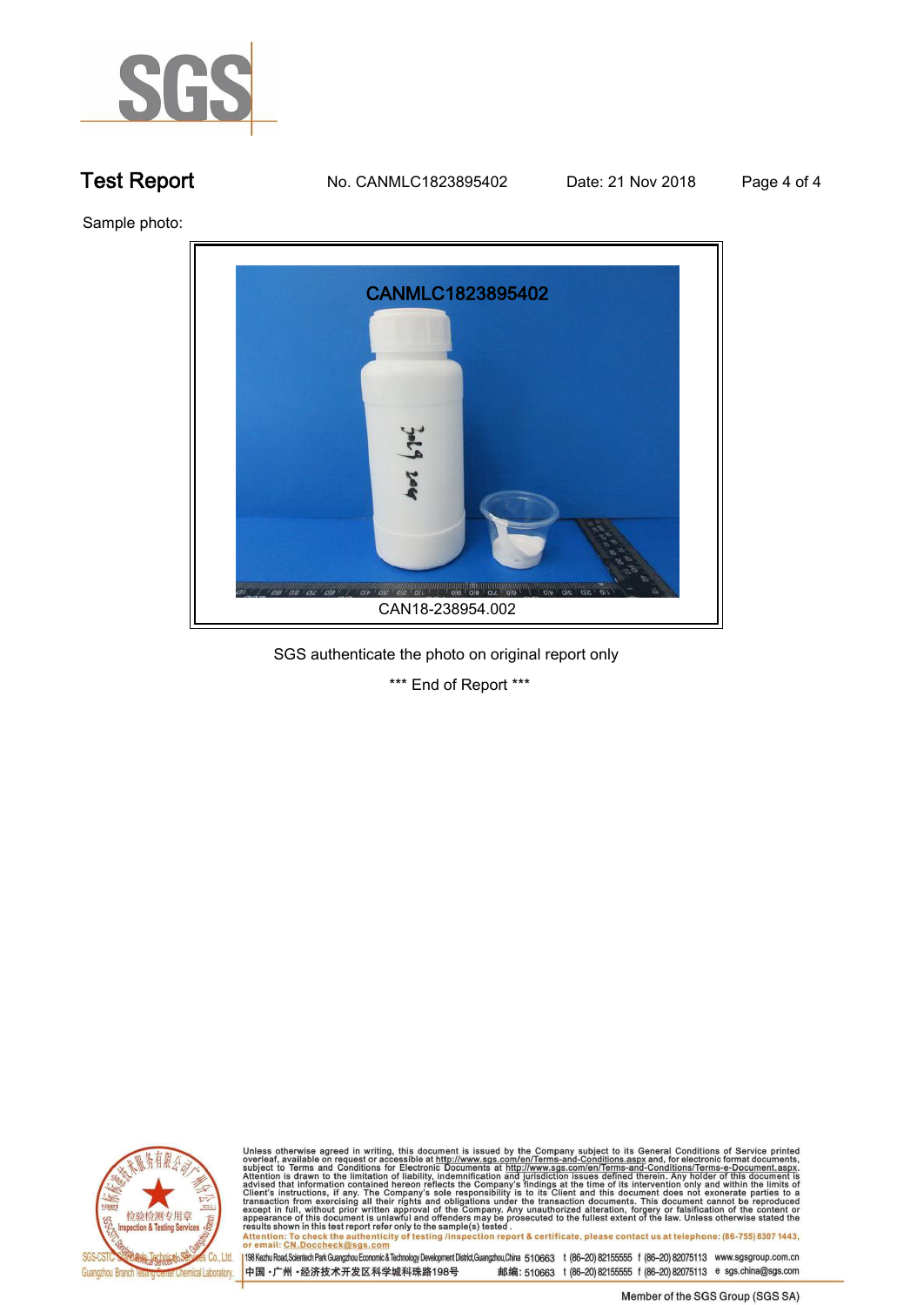# Test Report

No. CANMLC1823895402 Date: 21 Nov 2018

Sample photo:

CANMLC1823895402

CAN18-238954.002

SGS authenticate the photo on original report only

\*\*\* End of Report \*\*\*

Unless otherwise agreed in writing, this document is issued by the Company subject to its General Conditions of Service printed overleaf, available on request or accessible at http://www.sgs.com/en/Terms-and-Conditions.aspx and, for electronic format documents, subject to Terms and Conditions for Electronic Documents at http://www.sgs.com/en/Terms-and-Conditions/Terms-e-Document.aspx. Attention is drawn to the limitation of liability, indemnification and jurisdiction issues defined therein. Any holder of this document is advised that information contained hereon reflects the Company's findings at the time of its intervention only and within the limits of Client's instructions, if any. The Company's sole responsibility is to its Client and this document does not exonerate parties to a transaction from exercising all their rights and obligations under the transaction documents. This document cannot be reproduced except in full, without prior written approval of the Company. Any unauthorized alteration, forgery or falsification of the content or appearance of this document is unlawful and offenders may be prosecuted to the fullest extent of the law. Unless otherwise stated the results shown in this test report refer only to the sample(s) tested.

Attention: To check the authenticity of testing /inspection report & certificate, please contact us at telephone: (86-755) 8307 1443, or email: CN.Doccheck@sgs.com

SGS-CSTC Standards Technical Services Co., Ltd. Guangzhou Branch Testing Center Chemical Laboratory.

198 Kezhu Road,Scientech Park Guangzhou Economic & Technology Development District,Guangzhou,China 510663 t (86-20) 82155555 f (86-20) 82075113 www.sgsgroup.com.cn

中国・广州・经济技术开发区科学城科珠路198号 邮编: 510663 t (86-20) 82155555 f (86-20) 82075113 e sgs.china@sgs.com

Member of the SGS Group (SGS SA)